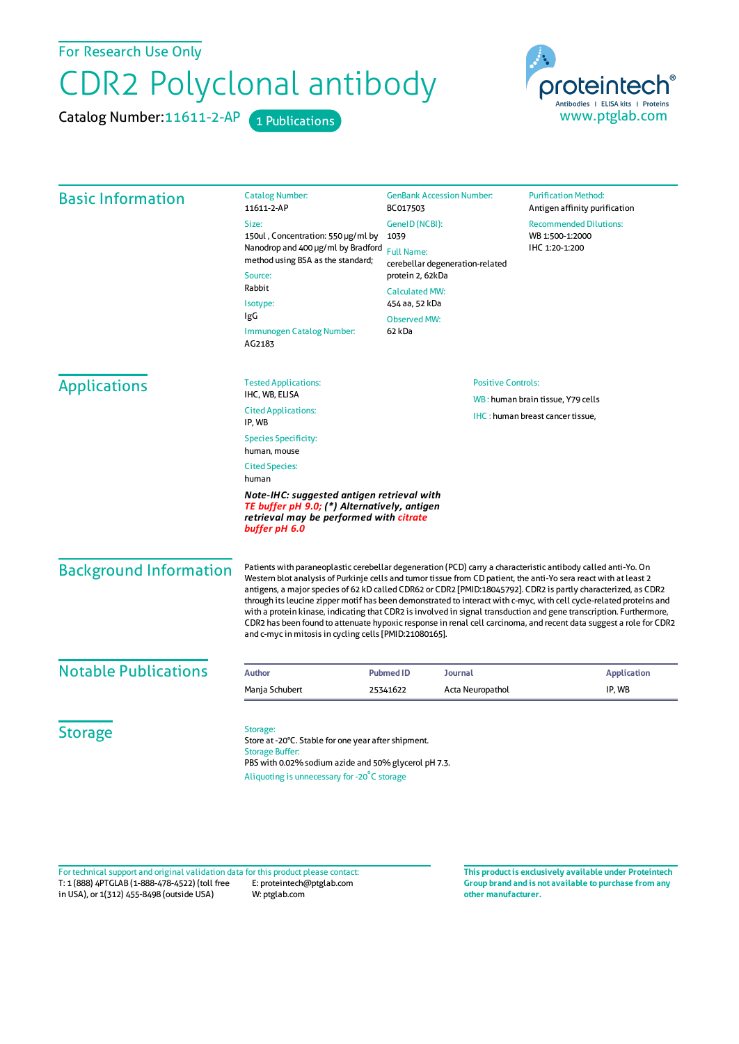For Research Use Only

# CDR2 Polyclonal antibody

Catalog Number: 11611-2-AP  1 Publications

proteintech® Antibodies | ELISA kits | Proteins
www.ptglab.com

## Basic Information

Catalog Number:
11611-2-AP

Size:
150ul , Concentration: 550 μg/ml by Nanodrop and 400 μg/ml by Bradford method using BSA as the standard;

Source:
Rabbit

Isotype:
IgG

Immunogen Catalog Number:
AG2183

GenBank Accession Number:
BC017503

GeneID (NCBI):
1039

Full Name:
cerebellar degeneration-related protein 2, 62kDa

Calculated MW:
454 aa, 52 kDa

Observed MW:
62 kDa

Purification Method:
Antigen affinity purification

Recommended Dilutions:
WB 1:500-1:2000
IHC 1:20-1:200

## Applications

Tested Applications:
IHC, WB, ELISA

Cited Applications:
IP, WB

Species Specificity:
human, mouse

Cited Species:
human

***Note-IHC: suggested antigen retrieval with TE buffer pH 9.0; (\*) Alternatively, antigen retrieval may be performed with citrate buffer pH 6.0***

Positive Controls:

WB : human brain tissue, Y79 cells

IHC : human breast cancer tissue,

## Background Information

Patients with paraneoplastic cerebellar degeneration (PCD) carry a characteristic antibody called anti-Yo. On Western blot analysis of Purkinje cells and tumor tissue from CD patient, the anti-Yo sera react with at least 2 antigens, a major species of 62 kD called CDR62 or CDR2 [PMID:18045792]. CDR2 is partly characterized, as CDR2 through its leucine zipper motif has been demonstrated to interact with c-myc, with cell cycle-related proteins and with a protein kinase, indicating that CDR2 is involved in signal transduction and gene transcription. Furthermore, CDR2 has been found to attenuate hypoxic response in renal cell carcinoma, and recent data suggest a role for CDR2 and c-myc in mitosis in cycling cells [PMID:21080165].

## Notable Publications

| Author | Pubmed ID | Journal | Application |
|---|---|---|---|
| Manja Schubert | 25341622 | Acta Neuropathol | IP, WB |

## Storage

Storage:
Store at -20°C. Stable for one year after shipment.
Storage Buffer:
PBS with 0.02% sodium azide and 50% glycerol pH 7.3.
Aliquoting is unnecessary for -20°C storage

For technical support and original validation data for this product please contact:
T: 1 (888) 4PTGLAB (1-888-478-4522) (toll free in USA), or 1(312) 455-8498 (outside USA)
E: proteintech@ptglab.com
W: ptglab.com

**This product is exclusively available under Proteintech Group brand and is not available to purchase from any other manufacturer.**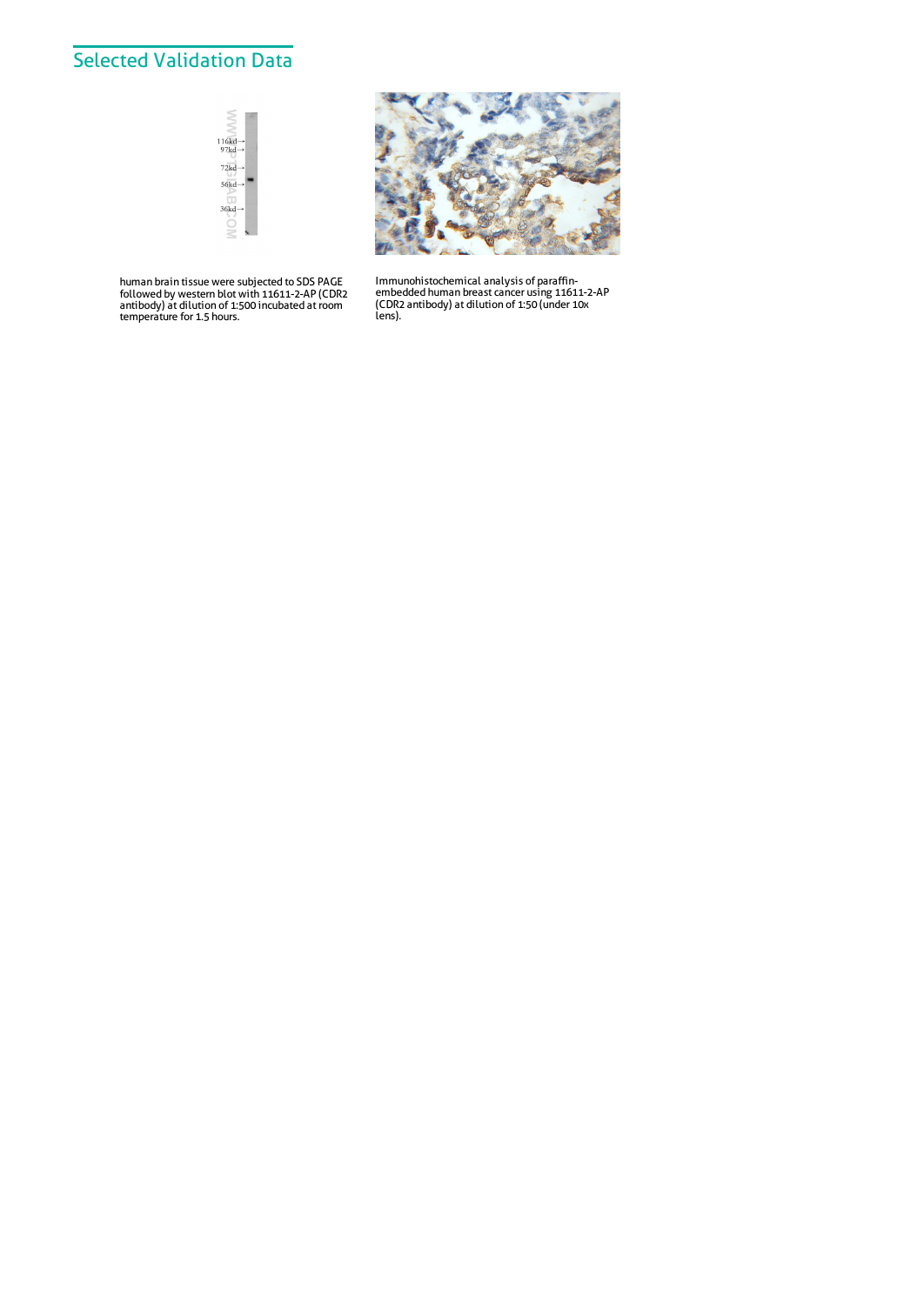## Selected Validation Data

116kd→
97kd→
72kd→
56kd→
36kd→

human brain tissue were subjected to SDS PAGE followed by western blot with 11611-2-AP (CDR2 antibody) at dilution of 1:500 incubated at room temperature for 1.5 hours.

Immunohistochemical analysis of paraffin-embedded human breast cancer using 11611-2-AP (CDR2 antibody) at dilution of 1:50 (under 10x lens).